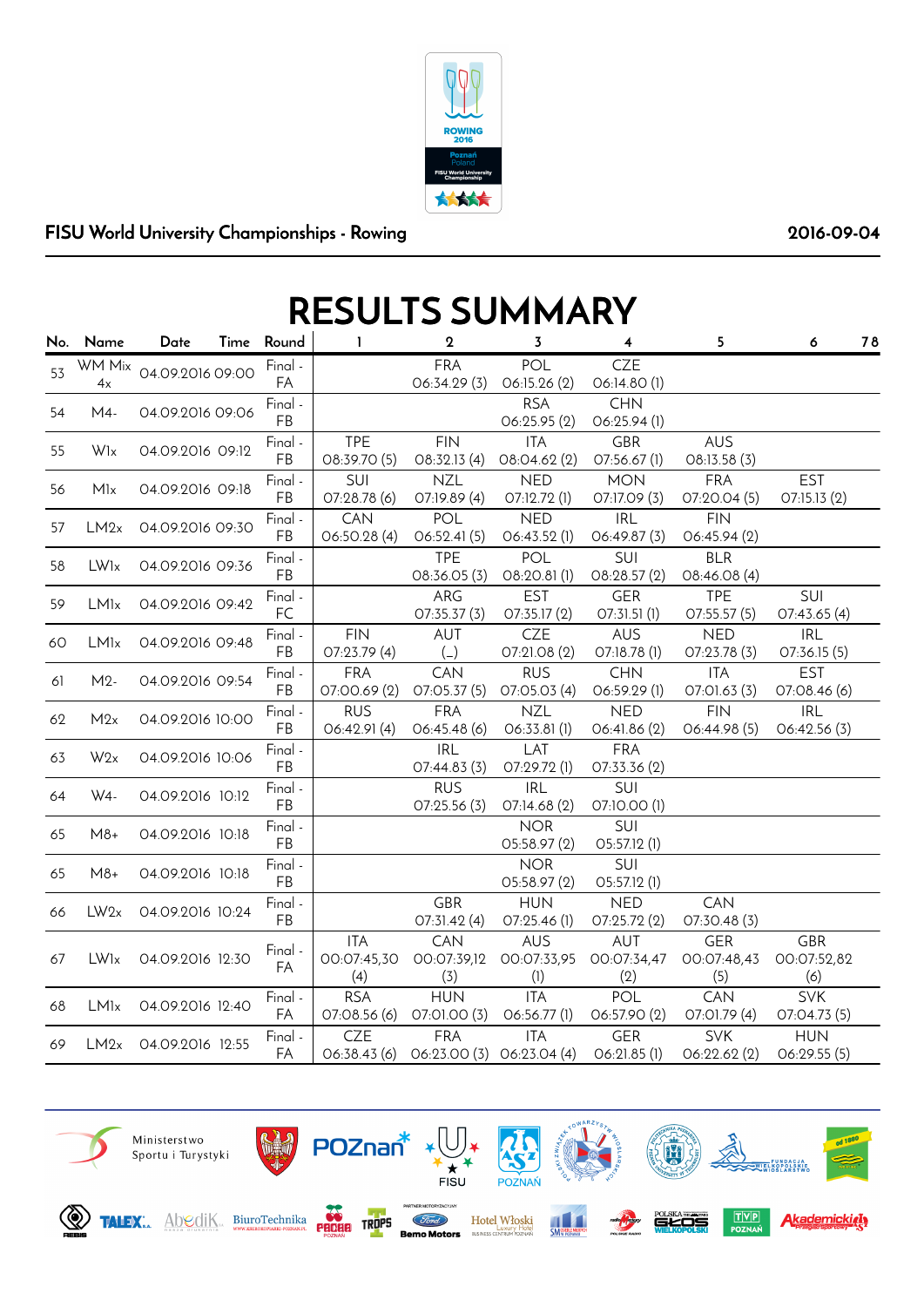FISU World University Championships - Rowing

2016-09-04

# RESULTS SUMMARY

| No. | Name | Date | Time | Round | 1 | 2 | 3 | 4 | 5 | 6 | 7 | 8 |
|---|---|---|---|---|---|---|---|---|---|---|---|---|
| 53 | WM Mix 4x | 04.09.2016 | 09:00 | Final - FA | | FRA 06:34.29 (3) | POL 06:15.26 (2) | CZE 06:14.80 (1) | | | | |
| 54 | M4- | 04.09.2016 | 09:06 | Final - FB | | | RSA 06:25.95 (2) | CHN 06:25.94 (1) | | | | |
| 55 | W1x | 04.09.2016 | 09:12 | Final - FB | TPE 08:39.70 (5) | FIN 08:32.13 (4) | ITA 08:04.62 (2) | GBR 07:56.67 (1) | AUS 08:13.58 (3) | | | |
| 56 | M1x | 04.09.2016 | 09:18 | Final - FB | SUI 07:28.78 (6) | NZL 07:19.89 (4) | NED 07:12.72 (1) | MON 07:17.09 (3) | FRA 07:20.04 (5) | EST 07:15.13 (2) | | |
| 57 | LM2x | 04.09.2016 | 09:30 | Final - FB | CAN 06:50.28 (4) | POL 06:52.41 (5) | NED 06:43.52 (1) | IRL 06:49.87 (3) | FIN 06:45.94 (2) | | | |
| 58 | LW1x | 04.09.2016 | 09:36 | Final - FB | | TPE 08:36.05 (3) | POL 08:20.81 (1) | SUI 08:28.57 (2) | BLR 08:46.08 (4) | | | |
| 59 | LM1x | 04.09.2016 | 09:42 | Final - FC | | ARG 07:35.37 (3) | EST 07:35.17 (2) | GER 07:31.51 (1) | TPE 07:55.57 (5) | SUI 07:43.65 (4) | | |
| 60 | LM1x | 04.09.2016 | 09:48 | Final - FB | FIN 07:23.79 (4) | AUT (_) | CZE 07:21.08 (2) | AUS 07:18.78 (1) | NED 07:23.78 (3) | IRL 07:36.15 (5) | | |
| 61 | M2- | 04.09.2016 | 09:54 | Final - FB | FRA 07:00.69 (2) | CAN 07:05.37 (5) | RUS 07:05.03 (4) | CHN 06:59.29 (1) | ITA 07:01.63 (3) | EST 07:08.46 (6) | | |
| 62 | M2x | 04.09.2016 | 10:00 | Final - FB | RUS 06:42.91 (4) | FRA 06:45.48 (6) | NZL 06:33.81 (1) | NED 06:41.86 (2) | FIN 06:44.98 (5) | IRL 06:42.56 (3) | | |
| 63 | W2x | 04.09.2016 | 10:06 | Final - FB | | IRL 07:44.83 (3) | LAT 07:29.72 (1) | FRA 07:33.36 (2) | | | | |
| 64 | W4- | 04.09.2016 | 10:12 | Final - FB | | RUS 07:25.56 (3) | IRL 07:14.68 (2) | SUI 07:10.00 (1) | | | | |
| 65 | M8+ | 04.09.2016 | 10:18 | Final - FB | | | NOR 05:58.97 (2) | SUI 05:57.12 (1) | | | | |
| 65 | M8+ | 04.09.2016 | 10:18 | Final - FB | | | NOR 05:58.97 (2) | SUI 05:57.12 (1) | | | | |
| 66 | LW2x | 04.09.2016 | 10:24 | Final - FB | | GBR 07:31.42 (4) | HUN 07:25.46 (1) | NED 07:25.72 (2) | CAN 07:30.48 (3) | | | |
| 67 | LW1x | 04.09.2016 | 12:30 | Final - FA | ITA 00:07:45,30 (4) | CAN 00:07:39,12 (3) | AUS 00:07:33,95 (1) | AUT 00:07:34,47 (2) | GER 00:07:48,43 (5) | GBR 00:07:52,82 (6) | | |
| 68 | LM1x | 04.09.2016 | 12:40 | Final - FA | RSA 07:08.56 (6) | HUN 07:01.00 (3) | ITA 06:56.77 (1) | POL 06:57.90 (2) | CAN 07:01.79 (4) | SVK 07:04.73 (5) | | |
| 69 | LM2x | 04.09.2016 | 12:55 | Final - FA | CZE 06:38.43 (6) | FRA 06:23.00 (3) | ITA 06:23.04 (4) | GER 06:21.85 (1) | SVK 06:22.62 (2) | HUN 06:29.55 (5) | | |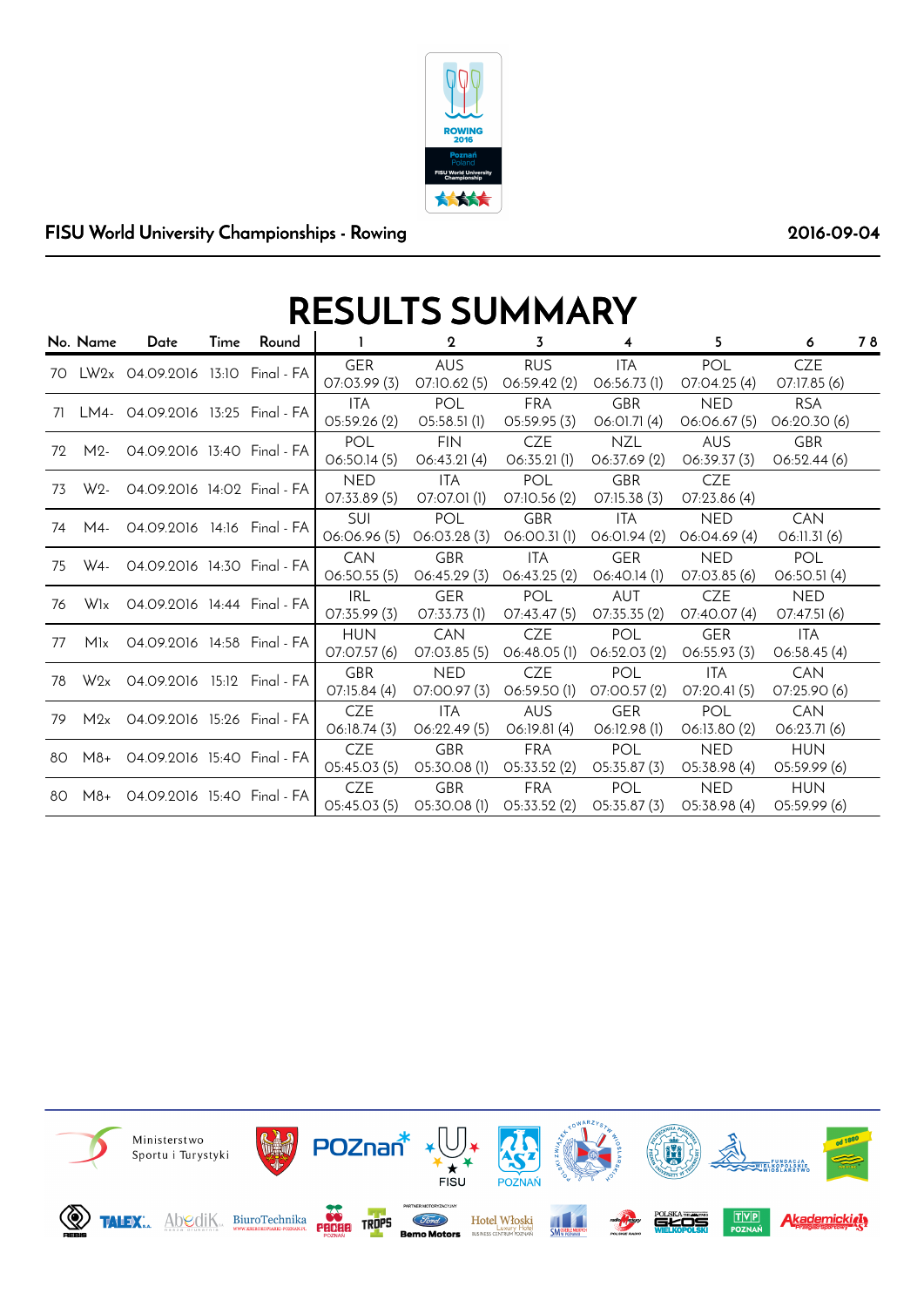FISU World University Championships - Rowing

2016-09-04

# RESULTS SUMMARY

| No. | Name | Date | Time | Round | 1 | 2 | 3 | 4 | 5 | 6 | 7 8 |
|---|---|---|---|---|---|---|---|---|---|---|---|
| 70 | LW2x | 04.09.2016 | 13:10 | Final - FA | GER 07:03.99 (3) | AUS 07:10.62 (5) | RUS 06:59.42 (2) | ITA 06:56.73 (1) | POL 07:04.25 (4) | CZE 07:17.85 (6) | |
| 71 | LM4- | 04.09.2016 | 13:25 | Final - FA | ITA 05:59.26 (2) | POL 05:58.51 (1) | FRA 05:59.95 (3) | GBR 06:01.71 (4) | NED 06:06.67 (5) | RSA 06:20.30 (6) | |
| 72 | M2- | 04.09.2016 | 13:40 | Final - FA | POL 06:50.14 (5) | FIN 06:43.21 (4) | CZE 06:35.21 (1) | NZL 06:37.69 (2) | AUS 06:39.37 (3) | GBR 06:52.44 (6) | |
| 73 | W2- | 04.09.2016 | 14:02 | Final - FA | NED 07:33.89 (5) | ITA 07:07.01 (1) | POL 07:10.56 (2) | GBR 07:15.38 (3) | CZE 07:23.86 (4) | | |
| 74 | M4- | 04.09.2016 | 14:16 | Final - FA | SUI 06:06.96 (5) | POL 06:03.28 (3) | GBR 06:00.31 (1) | ITA 06:01.94 (2) | NED 06:04.69 (4) | CAN 06:11.31 (6) | |
| 75 | W4- | 04.09.2016 | 14:30 | Final - FA | CAN 06:50.55 (5) | GBR 06:45.29 (3) | ITA 06:43.25 (2) | GER 06:40.14 (1) | NED 07:03.85 (6) | POL 06:50.51 (4) | |
| 76 | W1x | 04.09.2016 | 14:44 | Final - FA | IRL 07:35.99 (3) | GER 07:33.73 (1) | POL 07:43.47 (5) | AUT 07:35.35 (2) | CZE 07:40.07 (4) | NED 07:47.51 (6) | |
| 77 | M1x | 04.09.2016 | 14:58 | Final - FA | HUN 07:07.57 (6) | CAN 07:03.85 (5) | CZE 06:48.05 (1) | POL 06:52.03 (2) | GER 06:55.93 (3) | ITA 06:58.45 (4) | |
| 78 | W2x | 04.09.2016 | 15:12 | Final - FA | GBR 07:15.84 (4) | NED 07:00.97 (3) | CZE 06:59.50 (1) | POL 07:00.57 (2) | ITA 07:20.41 (5) | CAN 07:25.90 (6) | |
| 79 | M2x | 04.09.2016 | 15:26 | Final - FA | CZE 06:18.74 (3) | ITA 06:22.49 (5) | AUS 06:19.81 (4) | GER 06:12.98 (1) | POL 06:13.80 (2) | CAN 06:23.71 (6) | |
| 80 | M8+ | 04.09.2016 | 15:40 | Final - FA | CZE 05:45.03 (5) | GBR 05:30.08 (1) | FRA 05:33.52 (2) | POL 05:35.87 (3) | NED 05:38.98 (4) | HUN 05:59.99 (6) | |
| 80 | M8+ | 04.09.2016 | 15:40 | Final - FA | CZE 05:45.03 (5) | GBR 05:30.08 (1) | FRA 05:33.52 (2) | POL 05:35.87 (3) | NED 05:38.98 (4) | HUN 05:59.99 (6) | |